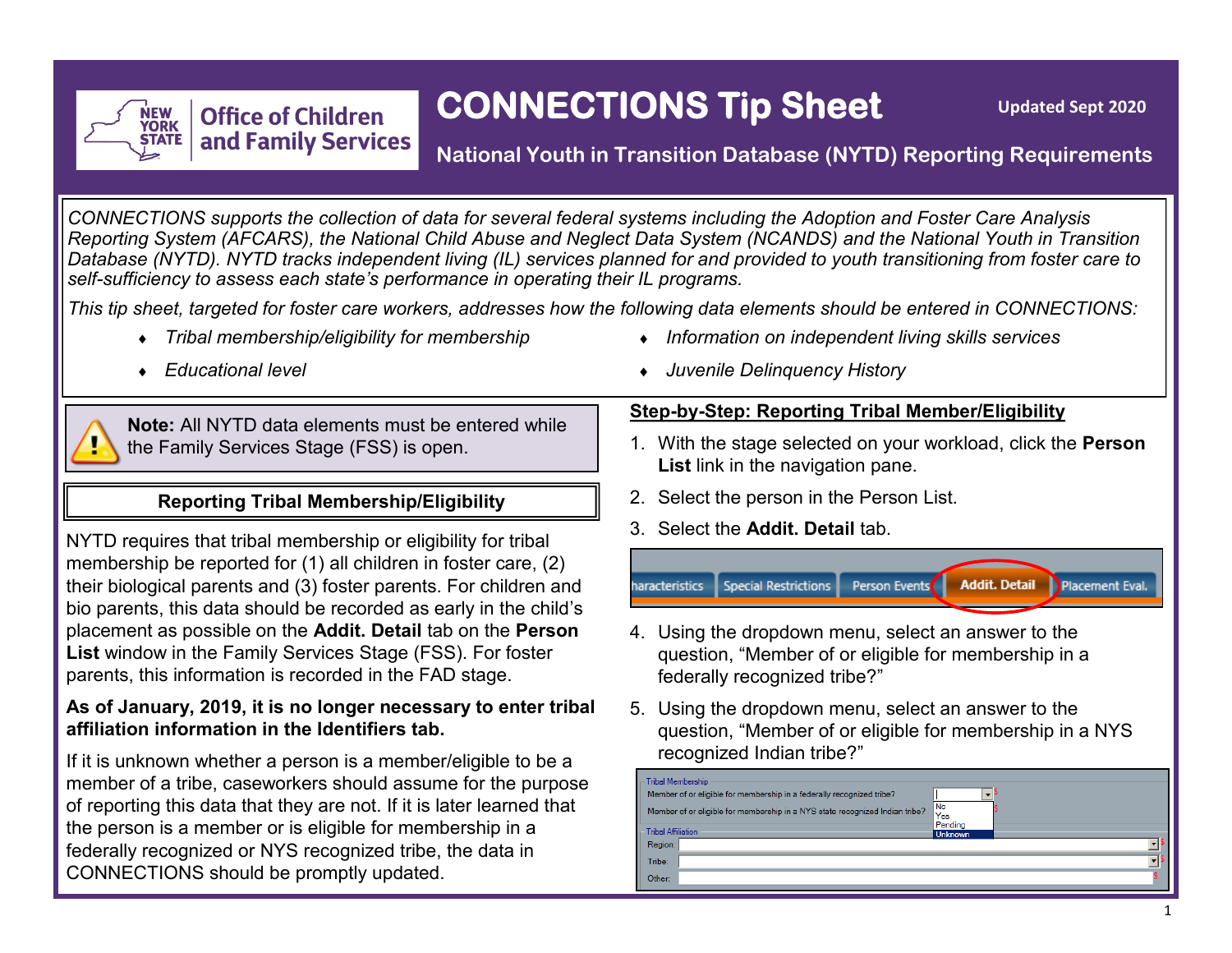# CONNECTIONS Tip Sheet

Office of Children and Family Services

Updated Sept 2020

## National Youth in Transition Database (NYTD) Reporting Requirements

*CONNECTIONS supports the collection of data for several federal systems including the Adoption and Foster Care Analysis Reporting System (AFCARS), the National Child Abuse and Neglect Data System (NCANDS) and the National Youth in Transition Database (NYTD). NYTD tracks independent living (IL) services planned for and provided to youth transitioning from foster care to self-sufficiency to assess each state's performance in operating their IL programs.*

*This tip sheet, targeted for foster care workers, addresses how the following data elements should be entered in CONNECTIONS:*

- *Tribal membership/eligibility for membership*
- *Educational level*
- *Information on independent living skills services*
- *Juvenile Delinquency History*

**Note:** All NYTD data elements must be entered while the Family Services Stage (FSS) is open.

### Reporting Tribal Membership/Eligibility

NYTD requires that tribal membership or eligibility for tribal membership be reported for (1) all children in foster care, (2) their biological parents and (3) foster parents. For children and bio parents, this data should be recorded as early in the child's placement as possible on the **Addit. Detail** tab on the **Person List** window in the Family Services Stage (FSS). For foster parents, this information is recorded in the FAD stage.

**As of January, 2019, it is no longer necessary to enter tribal affiliation information in the Identifiers tab.**

If it is unknown whether a person is a member/eligible to be a member of a tribe, caseworkers should assume for the purpose of reporting this data that they are not. If it is later learned that the person is a member or is eligible for membership in a federally recognized or NYS recognized tribe, the data in CONNECTIONS should be promptly updated.

### Step-by-Step: Reporting Tribal Member/Eligibility

1. With the stage selected on your workload, click the **Person List** link in the navigation pane.
2. Select the person in the Person List.
3. Select the **Addit. Detail** tab.
4. Using the dropdown menu, select an answer to the question, "Member of or eligible for membership in a federally recognized tribe?"
5. Using the dropdown menu, select an answer to the question, "Member of or eligible for membership in a NYS recognized Indian tribe?"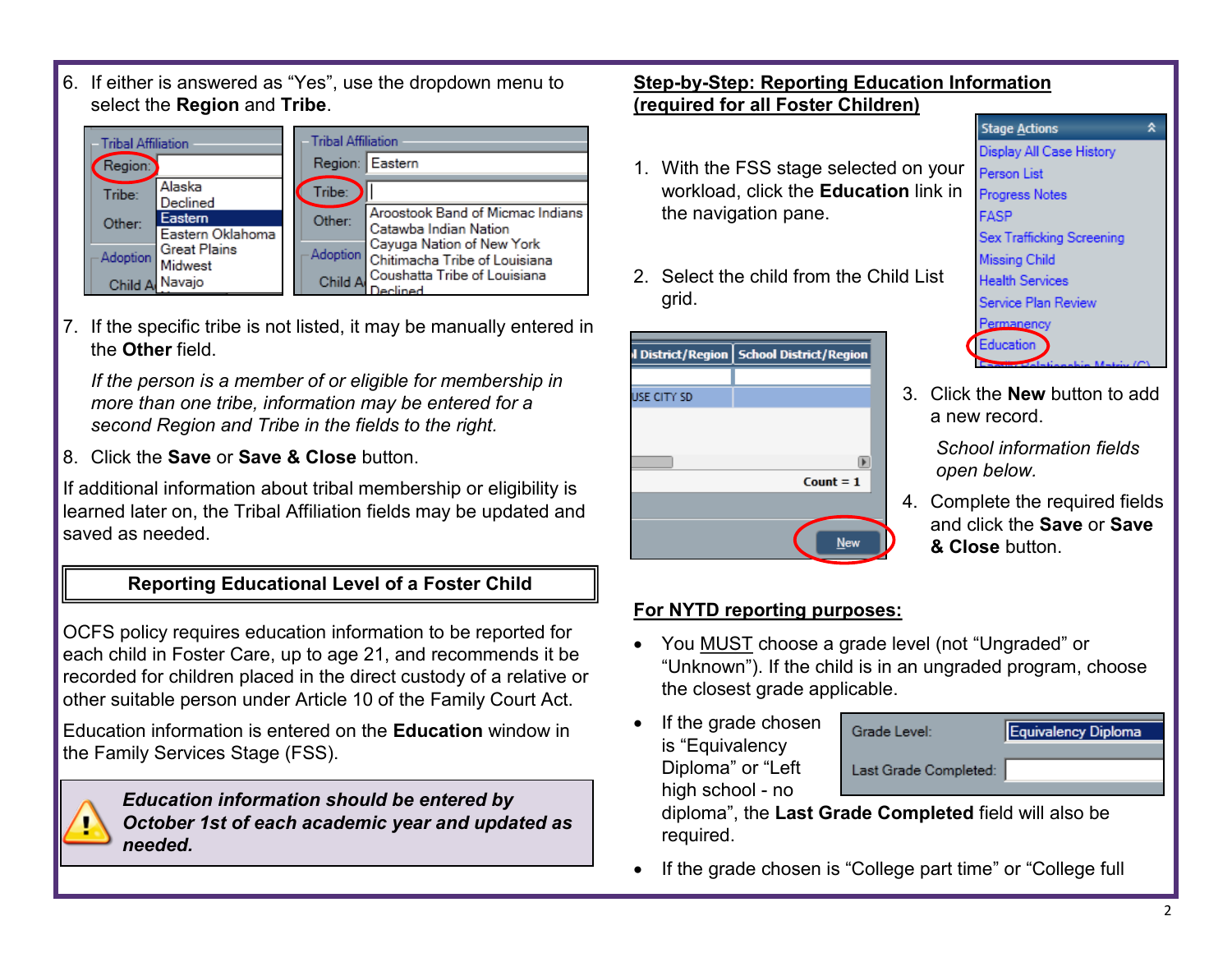6. If either is answered as “Yes”, use the dropdown menu to select the **Region** and **Tribe**.

7. If the specific tribe is not listed, it may be manually entered in the **Other** field.

   *If the person is a member of or eligible for membership in more than one tribe, information may be entered for a second Region and Tribe in the fields to the right.*

8. Click the **Save** or **Save & Close** button.

If additional information about tribal membership or eligibility is learned later on, the Tribal Affiliation fields may be updated and saved as needed.

## Reporting Educational Level of a Foster Child

OCFS policy requires education information to be reported for each child in Foster Care, up to age 21, and recommends it be recorded for children placed in the direct custody of a relative or other suitable person under Article 10 of the Family Court Act.

Education information is entered on the **Education** window in the Family Services Stage (FSS).

***Education information should be entered by October 1st of each academic year and updated as needed.***

## Step-by-Step: Reporting Education Information (required for all Foster Children)

1. With the FSS stage selected on your workload, click the **Education** link in the navigation pane.

2. Select the child from the Child List grid.

3. Click the **New** button to add a new record.

   *School information fields open below.*

4. Complete the required fields and click the **Save** or **Save & Close** button.

## For NYTD reporting purposes:

- You MUST choose a grade level (not “Ungraded” or “Unknown”). If the child is in an ungraded program, choose the closest grade applicable.
- If the grade chosen is “Equivalency Diploma” or “Left high school - no diploma”, the **Last Grade Completed** field will also be required.
- If the grade chosen is “College part time” or “College full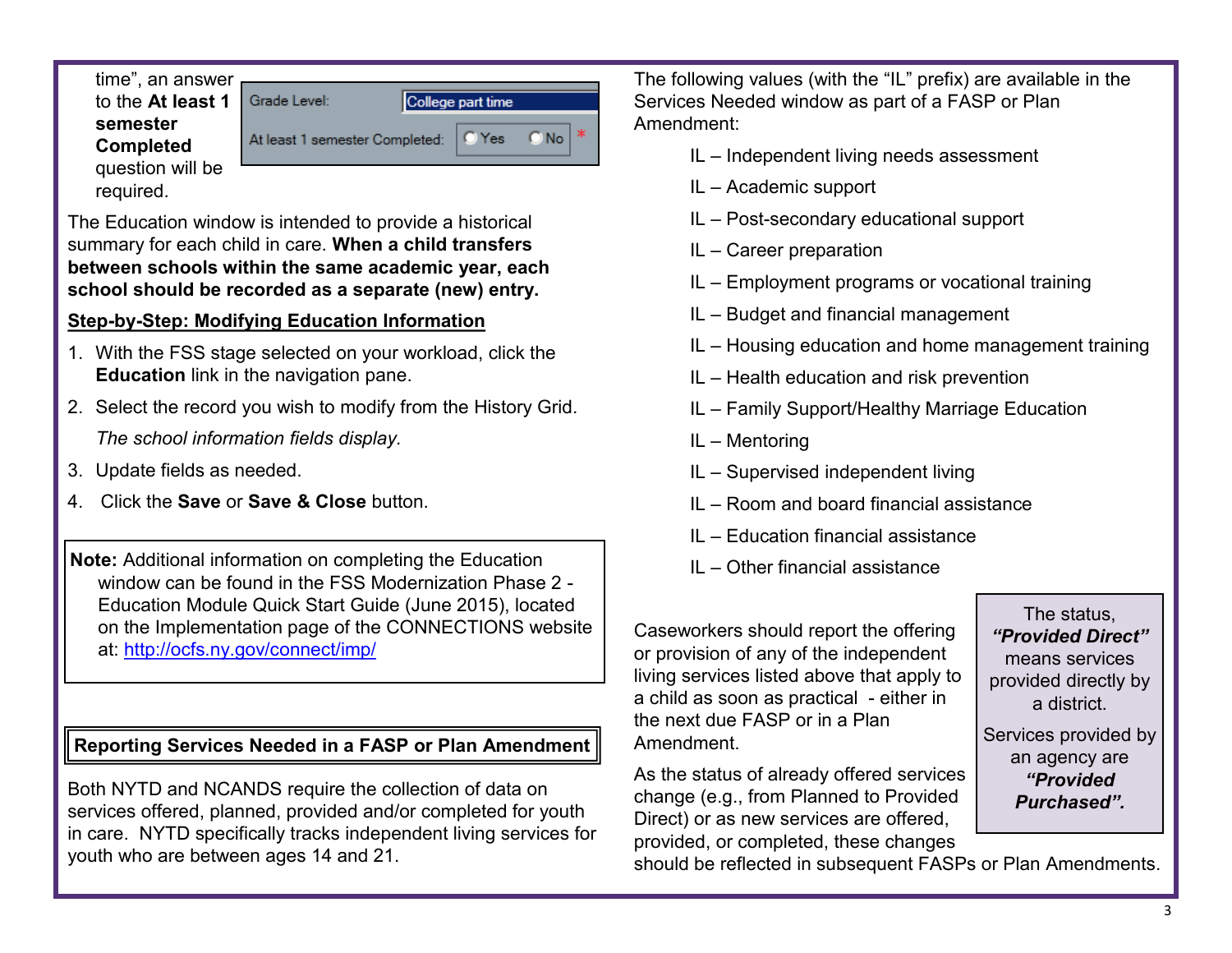time", an answer to the **At least 1 semester Completed** question will be required.

Grade Level: College part time

At least 1 semester Completed: Yes No *

The Education window is intended to provide a historical summary for each child in care. **When a child transfers between schools within the same academic year, each school should be recorded as a separate (new) entry.**

**Step-by-Step: Modifying Education Information**

1. With the FSS stage selected on your workload, click the **Education** link in the navigation pane.
2. Select the record you wish to modify from the History Grid.

   *The school information fields display.*
3. Update fields as needed.
4. Click the **Save** or **Save & Close** button.

> **Note:** Additional information on completing the Education window can be found in the FSS Modernization Phase 2 - Education Module Quick Start Guide (June 2015), located on the Implementation page of the CONNECTIONS website at: http://ocfs.ny.gov/connect/imp/

## Reporting Services Needed in a FASP or Plan Amendment

Both NYTD and NCANDS require the collection of data on services offered, planned, provided and/or completed for youth in care. NYTD specifically tracks independent living services for youth who are between ages 14 and 21.

The following values (with the "IL" prefix) are available in the Services Needed window as part of a FASP or Plan Amendment:

- IL – Independent living needs assessment
- IL – Academic support
- IL – Post-secondary educational support
- IL – Career preparation
- IL – Employment programs or vocational training
- IL – Budget and financial management
- IL – Housing education and home management training
- IL – Health education and risk prevention
- IL – Family Support/Healthy Marriage Education
- IL – Mentoring
- IL – Supervised independent living
- IL – Room and board financial assistance
- IL – Education financial assistance
- IL – Other financial assistance

> The status, ***"Provided Direct"*** means services provided directly by a district.
>
> Services provided by an agency are ***"Provided Purchased".***

Caseworkers should report the offering or provision of any of the independent living services listed above that apply to a child as soon as practical - either in the next due FASP or in a Plan Amendment.

As the status of already offered services change (e.g., from Planned to Provided Direct) or as new services are offered, provided, or completed, these changes should be reflected in subsequent FASPs or Plan Amendments.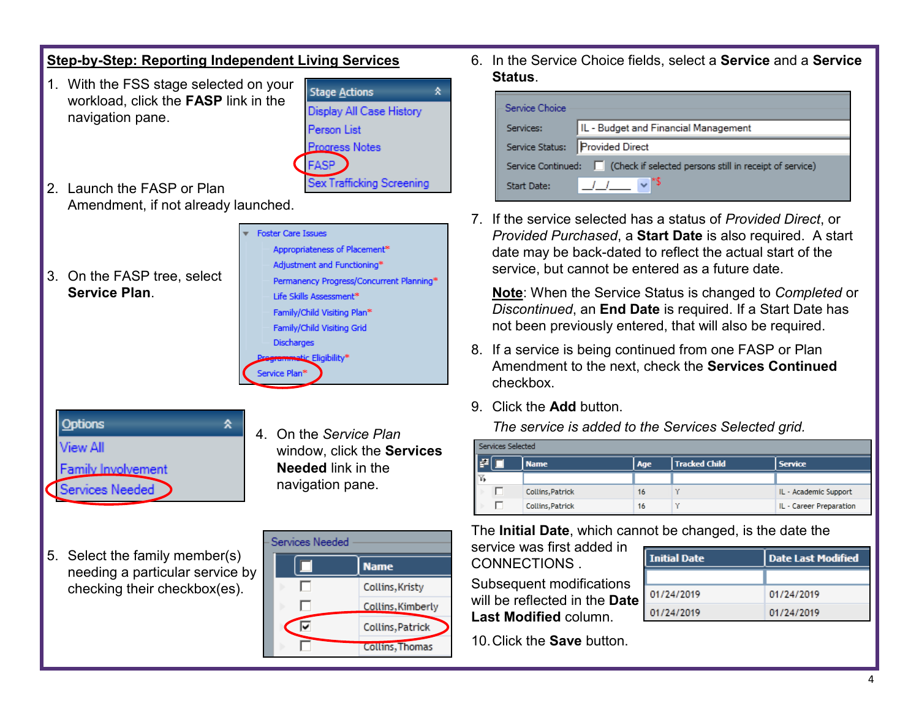## Step-by-Step: Reporting Independent Living Services

1. With the FSS stage selected on your workload, click the **FASP** link in the navigation pane.

Stage Actions
Display All Case History
Person List
Progress Notes
FASP
Sex Trafficking Screening

2. Launch the FASP or Plan Amendment, if not already launched.

3. On the FASP tree, select **Service Plan**.

Foster Care Issues
Appropriateness of Placement*
Adjustment and Functioning*
Permanency Progress/Concurrent Planning*
Life Skills Assessment*
Family/Child Visiting Plan*
Family/Child Visiting Grid
Discharges
Programmatic Eligibility*
Service Plan*

4. On the *Service Plan* window, click the **Services Needed** link in the navigation pane.

Options
View All
Family Involvement
Services Needed

5. Select the family member(s) needing a particular service by checking their checkbox(es).

Services Needed

| | Name |
|---|---|
| ☐ | Collins,Kristy |
| ☐ | Collins,Kimberly |
| ☑ | Collins,Patrick |
| ☐ | Collins,Thomas |

6. In the Service Choice fields, select a **Service** and a **Service Status**.

Service Choice
Services: IL - Budget and Financial Management
Service Status: Provided Direct
Service Continued: ☐ (Check if selected persons still in receipt of service)
Start Date: __/__/____ *$

7. If the service selected has a status of *Provided Direct*, or *Provided Purchased*, a **Start Date** is also required. A start date may be back-dated to reflect the actual start of the service, but cannot be entered as a future date.

   **Note**: When the Service Status is changed to *Completed* or *Discontinued*, an **End Date** is required. If a Start Date has not been previously entered, that will also be required.

8. If a service is being continued from one FASP or Plan Amendment to the next, check the **Services Continued** checkbox.

9. Click the **Add** button.

   *The service is added to the Services Selected grid.*

Services Selected

| | Name | Age | Tracked Child | Service |
|---|---|---|---|---|
| ☐ | Collins,Patrick | 16 | Y | IL - Academic Support |
| ☐ | Collins,Patrick | 16 | Y | IL - Career Preparation |

The **Initial Date**, which cannot be changed, is the date the service was first added in CONNECTIONS .

Subsequent modifications will be reflected in the **Date Last Modified** column.

| Initial Date | Date Last Modified |
|---|---|
| 01/24/2019 | 01/24/2019 |
| 01/24/2019 | 01/24/2019 |

10. Click the **Save** button.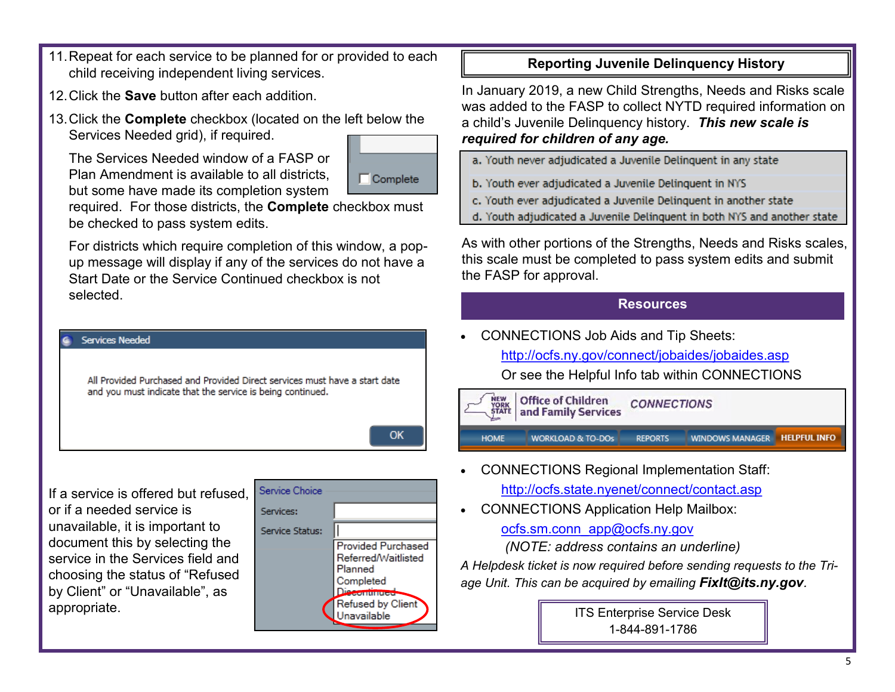11. Repeat for each service to be planned for or provided to each child receiving independent living services.
12. Click the **Save** button after each addition.
13. Click the **Complete** checkbox (located on the left below the Services Needed grid), if required.

    The Services Needed window of a FASP or Plan Amendment is available to all districts, but some have made its completion system required. For those districts, the **Complete** checkbox must be checked to pass system edits.

    For districts which require completion of this window, a pop-up message will display if any of the services do not have a Start Date or the Service Continued checkbox is not selected.

Complete

Services Needed

All Provided Purchased and Provided Direct services must have a start date and you must indicate that the service is being continued.

OK

If a service is offered but refused, or if a needed service is unavailable, it is important to document this by selecting the service in the Services field and choosing the status of "Refused by Client" or "Unavailable", as appropriate.

Service Choice
Services:
Service Status:
Provided Purchased
Referred/Waitlisted
Planned
Completed
Discontinued
Refused by Client
Unavailable

## Reporting Juvenile Delinquency History

In January 2019, a new Child Strengths, Needs and Risks scale was added to the FASP to collect NYTD required information on a child's Juvenile Delinquency history. ***This new scale is required for children of any age.***

a. Youth never adjudicated a Juvenile Delinquent in any state
b. Youth ever adjudicated a Juvenile Delinquent in NYS
c. Youth ever adjudicated a Juvenile Delinquent in another state
d. Youth adjudicated a Juvenile Delinquent in both NYS and another state

As with other portions of the Strengths, Needs and Risks scales, this scale must be completed to pass system edits and submit the FASP for approval.

## Resources

- CONNECTIONS Job Aids and Tip Sheets:

  http://ocfs.ny.gov/connect/jobaides/jobaides.asp

  Or see the Helpful Info tab within CONNECTIONS

NEW YORK STATE | Office of Children and Family Services | CONNECTIONS

HOME | WORKLOAD & TO-DOs | REPORTS | WINDOWS MANAGER | HELPFUL INFO

- CONNECTIONS Regional Implementation Staff:

  http://ocfs.state.nyenet/connect/contact.asp

- CONNECTIONS Application Help Mailbox:

  ocfs.sm.conn_app@ocfs.ny.gov

  *(NOTE: address contains an underline)*

*A Helpdesk ticket is now required before sending requests to the Tri-age Unit. This can be acquired by emailing* ***FixIt@its.ny.gov***.

ITS Enterprise Service Desk
1-844-891-1786